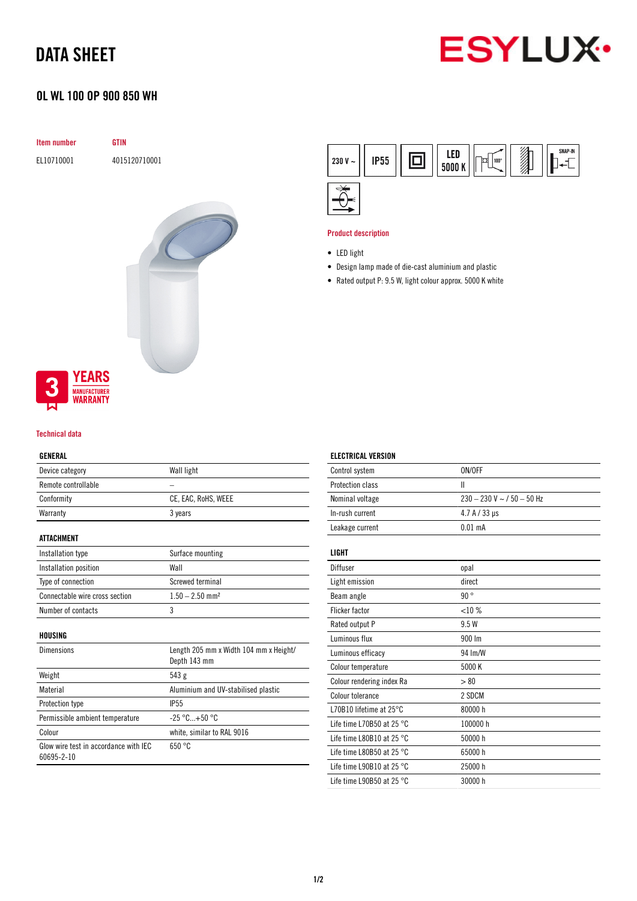# DATA SHEET

ESYLUX

## OL WL 100 OP 900 850 WH

| Item number | GTIN |
|---|---|
| EL10710001 | 4015120710001 |

230 V ~ | IP55 | LED 5000 K | 100° | SNAP-IN

3 YEARS MANUFACTURER WARRANTY

### Product description

- LED light
- Design lamp made of die-cast aluminium and plastic
- Rated output P: 9.5 W, light colour approx. 5000 K white

### Technical data

**GENERAL**

| | |
|---|---|
| Device category | Wall light |
| Remote controllable | – |
| Conformity | CE, EAC, RoHS, WEEE |
| Warranty | 3 years |

**ATTACHMENT**

| | |
|---|---|
| Installation type | Surface mounting |
| Installation position | Wall |
| Type of connection | Screwed terminal |
| Connectable wire cross section | 1.50 – 2.50 mm² |
| Number of contacts | 3 |

**HOUSING**

| | |
|---|---|
| Dimensions | Length 205 mm x Width 104 mm x Height/ Depth 143 mm |
| Weight | 543 g |
| Material | Aluminium and UV-stabilised plastic |
| Protection type | IP55 |
| Permissible ambient temperature | -25 °C...+50 °C |
| Colour | white, similar to RAL 9016 |
| Glow wire test in accordance with IEC 60695-2-10 | 650 °C |

**ELECTRICAL VERSION**

| | |
|---|---|
| Control system | ON/OFF |
| Protection class | II |
| Nominal voltage | 230 – 230 V ~ / 50 – 50 Hz |
| In-rush current | 4.7 A / 33 µs |
| Leakage current | 0.01 mA |

**LIGHT**

| | |
|---|---|
| Diffuser | opal |
| Light emission | direct |
| Beam angle | 90 ° |
| Flicker factor | <10 % |
| Rated output P | 9.5 W |
| Luminous flux | 900 lm |
| Luminous efficacy | 94 lm/W |
| Colour temperature | 5000 K |
| Colour rendering index Ra | > 80 |
| Colour tolerance | 2 SDCM |
| L70B10 lifetime at 25°C | 80000 h |
| Life time L70B50 at 25 °C | 100000 h |
| Life time L80B10 at 25 °C | 50000 h |
| Life time L80B50 at 25 °C | 65000 h |
| Life time L90B10 at 25 °C | 25000 h |
| Life time L90B50 at 25 °C | 30000 h |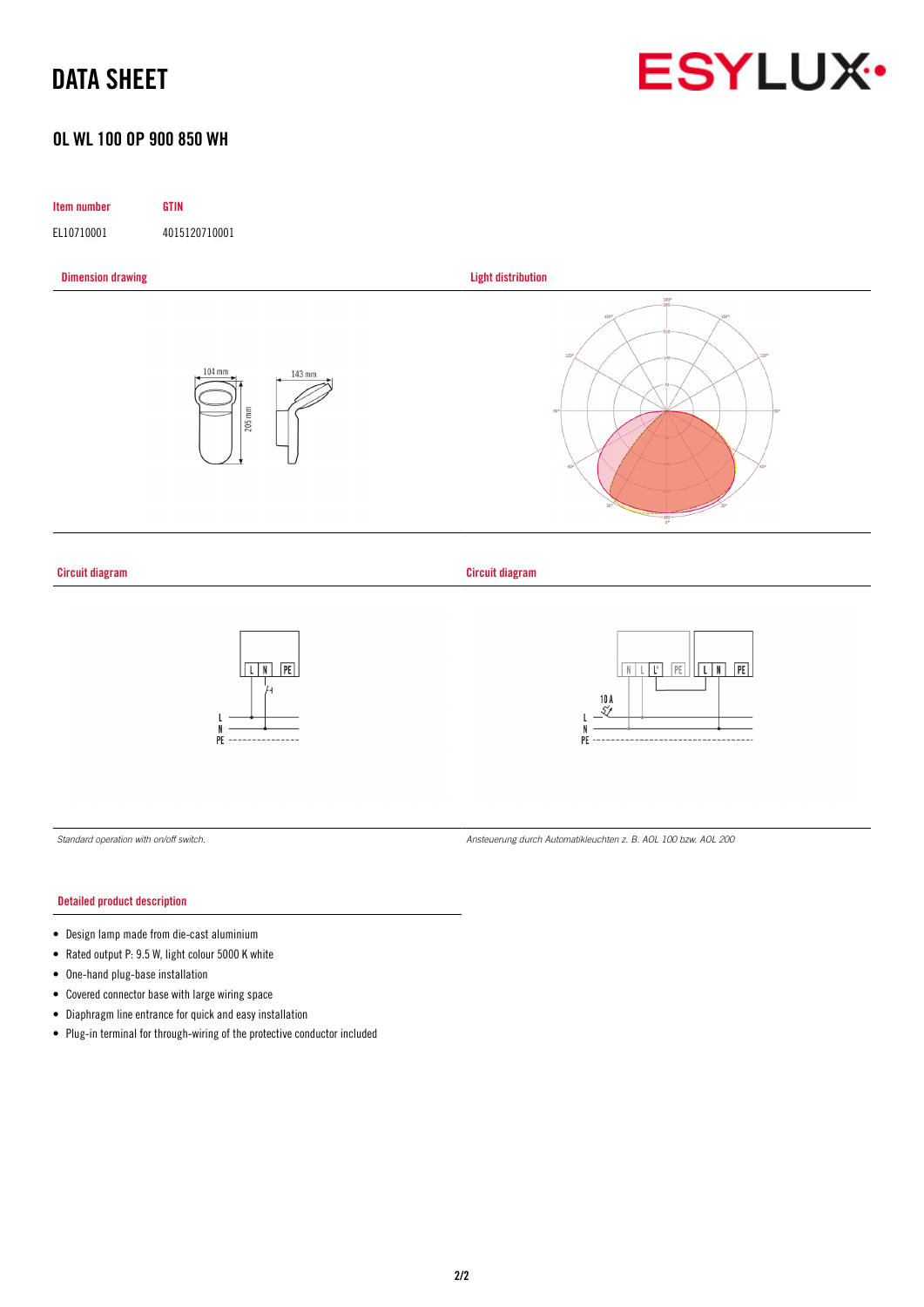# DATA SHEET

## OL WL 100 OP 900 850 WH

| Item number | GTIN |
|---|---|
| EL10710001 | 4015120710001 |

### Dimension drawing

104 mm

143 mm

205 mm

### Light distribution

### Circuit diagram

L N PE

L

N

PE

*Standard operation with on/off switch.*

### Circuit diagram

N L L' PE

L N PE

10 A

L

N

PE

*Ansteuerung durch Automatikleuchten z. B. AOL 100 bzw. AOL 200*

### Detailed product description

- Design lamp made from die-cast aluminium
- Rated output P: 9.5 W, light colour 5000 K white
- One-hand plug-base installation
- Covered connector base with large wiring space
- Diaphragm line entrance for quick and easy installation
- Plug-in terminal for through-wiring of the protective conductor included